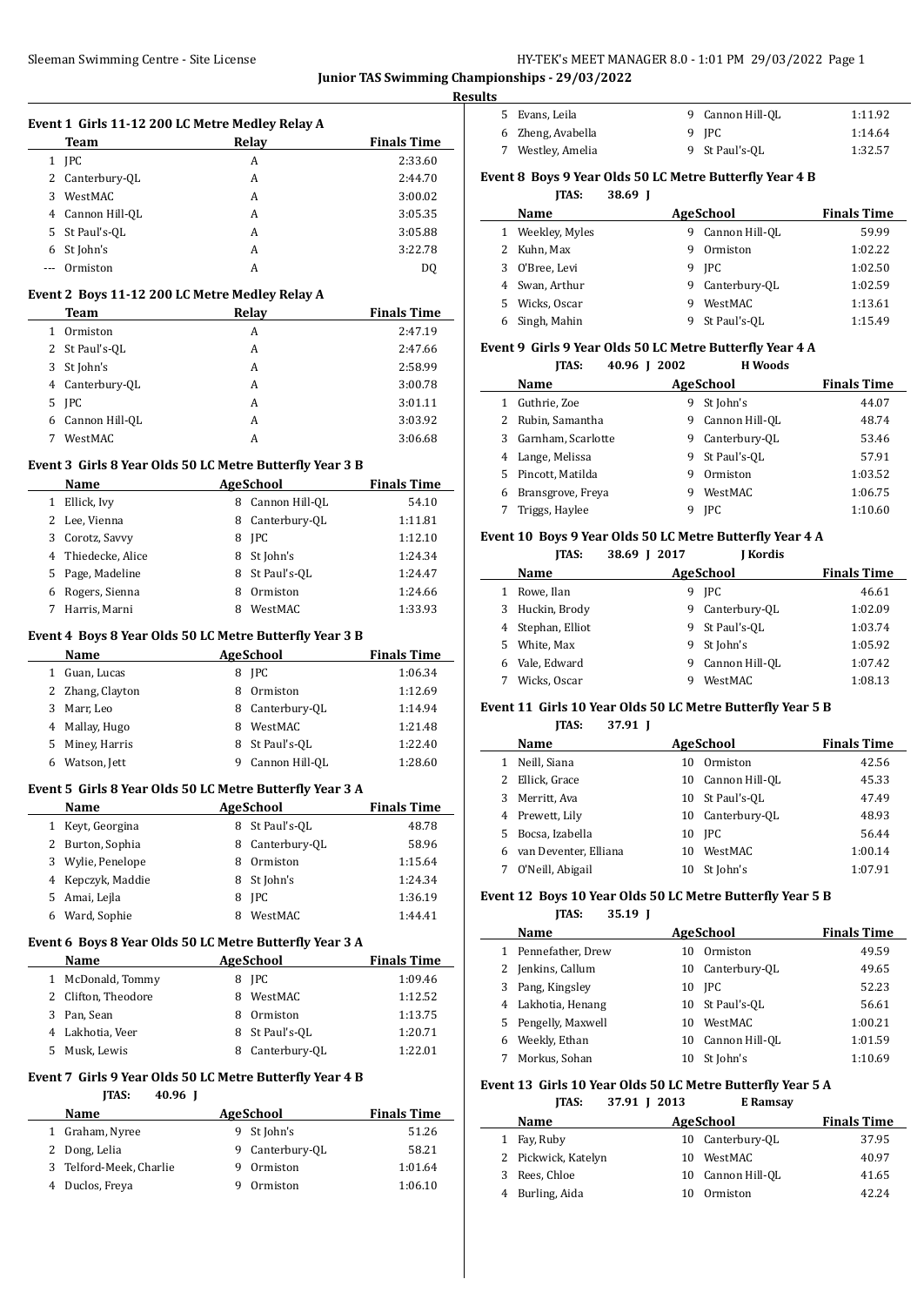## Junior TAS Swimming Championships - 29/03/2022

### Results

#### Event 1 Girls 11-12 200 LC Metre Medley Relay A

| | Team | Relay | Finals Time |
|---|---|---|---|
| 1 | JPC | A | 2:33.60 |
| 2 | Canterbury-QL | A | 2:44.70 |
| 3 | WestMAC | A | 3:00.02 |
| 4 | Cannon Hill-QL | A | 3:05.35 |
| 5 | St Paul's-QL | A | 3:05.88 |
| 6 | St John's | A | 3:22.78 |
| --- | Ormiston | A | DQ |

#### Event 2 Boys 11-12 200 LC Metre Medley Relay A

| | Team | Relay | Finals Time |
|---|---|---|---|
| 1 | Ormiston | A | 2:47.19 |
| 2 | St Paul's-QL | A | 2:47.66 |
| 3 | St John's | A | 2:58.99 |
| 4 | Canterbury-QL | A | 3:00.78 |
| 5 | JPC | A | 3:01.11 |
| 6 | Cannon Hill-QL | A | 3:03.92 |
| 7 | WestMAC | A | 3:06.68 |

#### Event 3 Girls 8 Year Olds 50 LC Metre Butterfly Year 3 B

| | Name | Age | School | Finals Time |
|---|---|---|---|---|
| 1 | Ellick, Ivy | 8 | Cannon Hill-QL | 54.10 |
| 2 | Lee, Vienna | 8 | Canterbury-QL | 1:11.81 |
| 3 | Corotz, Savvy | 8 | JPC | 1:12.10 |
| 4 | Thiedecke, Alice | 8 | St John's | 1:24.34 |
| 5 | Page, Madeline | 8 | St Paul's-QL | 1:24.47 |
| 6 | Rogers, Sienna | 8 | Ormiston | 1:24.66 |
| 7 | Harris, Marni | 8 | WestMAC | 1:33.93 |

#### Event 4 Boys 8 Year Olds 50 LC Metre Butterfly Year 3 B

| | Name | Age | School | Finals Time |
|---|---|---|---|---|
| 1 | Guan, Lucas | 8 | JPC | 1:06.34 |
| 2 | Zhang, Clayton | 8 | Ormiston | 1:12.69 |
| 3 | Marr, Leo | 8 | Canterbury-QL | 1:14.94 |
| 4 | Mallay, Hugo | 8 | WestMAC | 1:21.48 |
| 5 | Miney, Harris | 8 | St Paul's-QL | 1:22.40 |
| 6 | Watson, Jett | 9 | Cannon Hill-QL | 1:28.60 |

#### Event 5 Girls 8 Year Olds 50 LC Metre Butterfly Year 3 A

| | Name | Age | School | Finals Time |
|---|---|---|---|---|
| 1 | Keyt, Georgina | 8 | St Paul's-QL | 48.78 |
| 2 | Burton, Sophia | 8 | Canterbury-QL | 58.96 |
| 3 | Wylie, Penelope | 8 | Ormiston | 1:15.64 |
| 4 | Kepczyk, Maddie | 8 | St John's | 1:24.34 |
| 5 | Amai, Lejla | 8 | JPC | 1:36.19 |
| 6 | Ward, Sophie | 8 | WestMAC | 1:44.41 |

#### Event 6 Boys 8 Year Olds 50 LC Metre Butterfly Year 3 A

| | Name | Age | School | Finals Time |
|---|---|---|---|---|
| 1 | McDonald, Tommy | 8 | JPC | 1:09.46 |
| 2 | Clifton, Theodore | 8 | WestMAC | 1:12.52 |
| 3 | Pan, Sean | 8 | Ormiston | 1:13.75 |
| 4 | Lakhotia, Veer | 8 | St Paul's-QL | 1:20.71 |
| 5 | Musk, Lewis | 8 | Canterbury-QL | 1:22.01 |

#### Event 7 Girls 9 Year Olds 50 LC Metre Butterfly Year 4 B

JTAS: 40.96 J

| | Name | Age | School | Finals Time |
|---|---|---|---|---|
| 1 | Graham, Nyree | 9 | St John's | 51.26 |
| 2 | Dong, Lelia | 9 | Canterbury-QL | 58.21 |
| 3 | Telford-Meek, Charlie | 9 | Ormiston | 1:01.64 |
| 4 | Duclos, Freya | 9 | Ormiston | 1:06.10 |
| 5 | Evans, Leila | 9 | Cannon Hill-QL | 1:11.92 |
| 6 | Zheng, Avabella | 9 | JPC | 1:14.64 |
| 7 | Westley, Amelia | 9 | St Paul's-QL | 1:32.57 |

#### Event 8 Boys 9 Year Olds 50 LC Metre Butterfly Year 4 B

JTAS: 38.69 J

| | Name | Age | School | Finals Time |
|---|---|---|---|---|
| 1 | Weekley, Myles | 9 | Cannon Hill-QL | 59.99 |
| 2 | Kuhn, Max | 9 | Ormiston | 1:02.22 |
| 3 | O'Bree, Levi | 9 | JPC | 1:02.50 |
| 4 | Swan, Arthur | 9 | Canterbury-QL | 1:02.59 |
| 5 | Wicks, Oscar | 9 | WestMAC | 1:13.61 |
| 6 | Singh, Mahin | 9 | St Paul's-QL | 1:15.49 |

#### Event 9 Girls 9 Year Olds 50 LC Metre Butterfly Year 4 A

JTAS: 40.96 J 2002 H Woods

| | Name | Age | School | Finals Time |
|---|---|---|---|---|
| 1 | Guthrie, Zoe | 9 | St John's | 44.07 |
| 2 | Rubin, Samantha | 9 | Cannon Hill-QL | 48.74 |
| 3 | Garnham, Scarlotte | 9 | Canterbury-QL | 53.46 |
| 4 | Lange, Melissa | 9 | St Paul's-QL | 57.91 |
| 5 | Pincott, Matilda | 9 | Ormiston | 1:03.52 |
| 6 | Bransgrove, Freya | 9 | WestMAC | 1:06.75 |
| 7 | Triggs, Haylee | 9 | JPC | 1:10.60 |

#### Event 10 Boys 9 Year Olds 50 LC Metre Butterfly Year 4 A

JTAS: 38.69 J 2017 J Kordis

| | Name | Age | School | Finals Time |
|---|---|---|---|---|
| 1 | Rowe, Ilan | 9 | JPC | 46.61 |
| 3 | Huckin, Brody | 9 | Canterbury-QL | 1:02.09 |
| 4 | Stephan, Elliot | 9 | St Paul's-QL | 1:03.74 |
| 5 | White, Max | 9 | St John's | 1:05.92 |
| 6 | Vale, Edward | 9 | Cannon Hill-QL | 1:07.42 |
| 7 | Wicks, Oscar | 9 | WestMAC | 1:08.13 |

#### Event 11 Girls 10 Year Olds 50 LC Metre Butterfly Year 5 B

JTAS: 37.91 J

| | Name | Age | School | Finals Time |
|---|---|---|---|---|
| 1 | Neill, Siana | 10 | Ormiston | 42.56 |
| 2 | Ellick, Grace | 10 | Cannon Hill-QL | 45.33 |
| 3 | Merritt, Ava | 10 | St Paul's-QL | 47.49 |
| 4 | Prewett, Lily | 10 | Canterbury-QL | 48.93 |
| 5 | Bocsa, Izabella | 10 | JPC | 56.44 |
| 6 | van Deventer, Elliana | 10 | WestMAC | 1:00.14 |
| 7 | O'Neill, Abigail | 10 | St John's | 1:07.91 |

#### Event 12 Boys 10 Year Olds 50 LC Metre Butterfly Year 5 B

JTAS: 35.19 J

| | Name | Age | School | Finals Time |
|---|---|---|---|---|
| 1 | Pennefather, Drew | 10 | Ormiston | 49.59 |
| 2 | Jenkins, Callum | 10 | Canterbury-QL | 49.65 |
| 3 | Pang, Kingsley | 10 | JPC | 52.23 |
| 4 | Lakhotia, Henang | 10 | St Paul's-QL | 56.61 |
| 5 | Pengelly, Maxwell | 10 | WestMAC | 1:00.21 |
| 6 | Weekly, Ethan | 10 | Cannon Hill-QL | 1:01.59 |
| 7 | Morkus, Sohan | 10 | St John's | 1:10.69 |

#### Event 13 Girls 10 Year Olds 50 LC Metre Butterfly Year 5 A

JTAS: 37.91 J 2013 E Ramsay

| | Name | Age | School | Finals Time |
|---|---|---|---|---|
| 1 | Fay, Ruby | 10 | Canterbury-QL | 37.95 |
| 2 | Pickwick, Katelyn | 10 | WestMAC | 40.97 |
| 3 | Rees, Chloe | 10 | Cannon Hill-QL | 41.65 |
| 4 | Burling, Aida | 10 | Ormiston | 42.24 |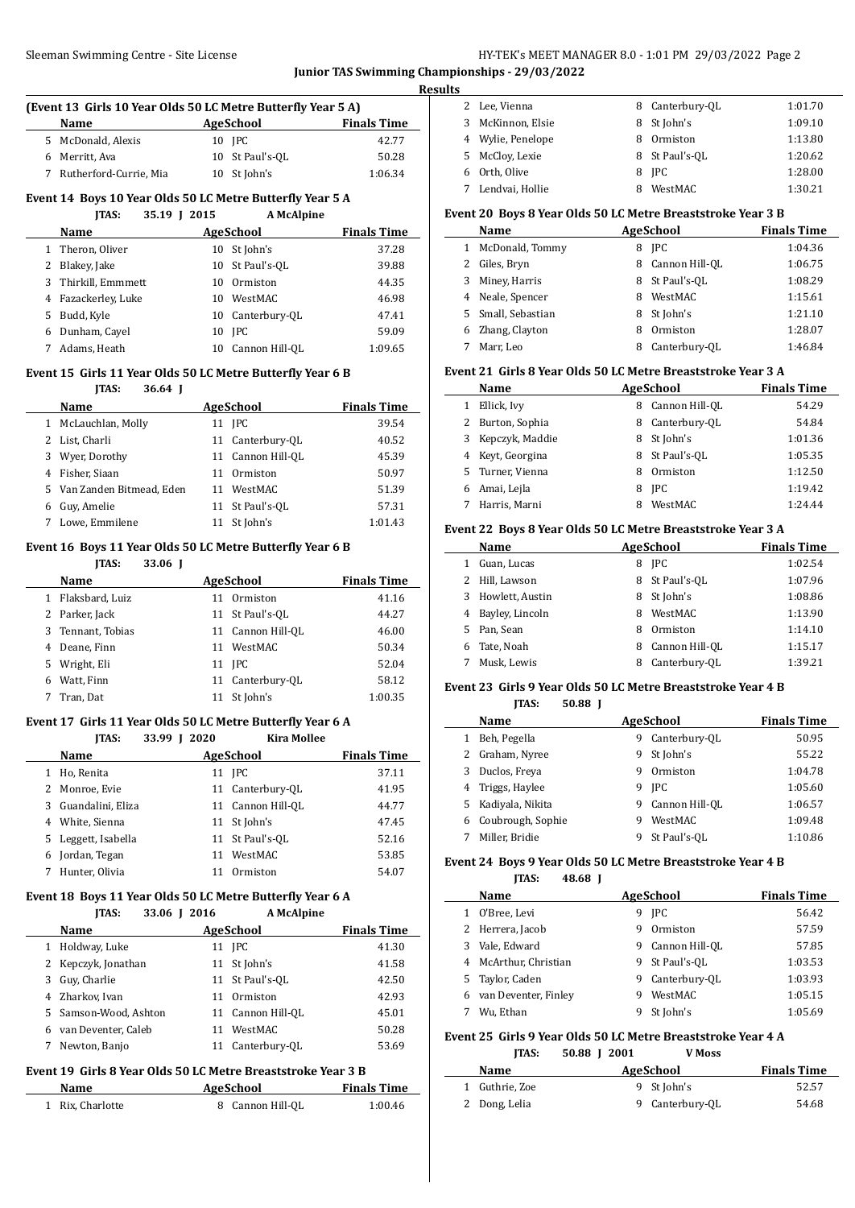**Junior TAS Swimming Championships - 29/03/2022**

**Results**

### (Event 13 Girls 10 Year Olds 50 LC Metre Butterfly Year 5 A)

| | Name | Age | School | Finals Time |
|---|---|---|---|---|
| 5 | McDonald, Alexis | 10 | JPC | 42.77 |
| 6 | Merritt, Ava | 10 | St Paul's-QL | 50.28 |
| 7 | Rutherford-Currie, Mia | 10 | St John's | 1:06.34 |

### Event 14 Boys 10 Year Olds 50 LC Metre Butterfly Year 5 A

JTAS: 35.19 J 2015 A McAlpine

| | Name | Age | School | Finals Time |
|---|---|---|---|---|
| 1 | Theron, Oliver | 10 | St John's | 37.28 |
| 2 | Blakey, Jake | 10 | St Paul's-QL | 39.88 |
| 3 | Thirkill, Emmmett | 10 | Ormiston | 44.35 |
| 4 | Fazackerley, Luke | 10 | WestMAC | 46.98 |
| 5 | Budd, Kyle | 10 | Canterbury-QL | 47.41 |
| 6 | Dunham, Cayel | 10 | JPC | 59.09 |
| 7 | Adams, Heath | 10 | Cannon Hill-QL | 1:09.65 |

### Event 15 Girls 11 Year Olds 50 LC Metre Butterfly Year 6 B

JTAS: 36.64 J

| | Name | Age | School | Finals Time |
|---|---|---|---|---|
| 1 | McLauchlan, Molly | 11 | JPC | 39.54 |
| 2 | List, Charli | 11 | Canterbury-QL | 40.52 |
| 3 | Wyer, Dorothy | 11 | Cannon Hill-QL | 45.39 |
| 4 | Fisher, Siaan | 11 | Ormiston | 50.97 |
| 5 | Van Zanden Bitmead, Eden | 11 | WestMAC | 51.39 |
| 6 | Guy, Amelie | 11 | St Paul's-QL | 57.31 |
| 7 | Lowe, Emmilene | 11 | St John's | 1:01.43 |

### Event 16 Boys 11 Year Olds 50 LC Metre Butterfly Year 6 B

JTAS: 33.06 J

| | Name | Age | School | Finals Time |
|---|---|---|---|---|
| 1 | Flaksbard, Luiz | 11 | Ormiston | 41.16 |
| 2 | Parker, Jack | 11 | St Paul's-QL | 44.27 |
| 3 | Tennant, Tobias | 11 | Cannon Hill-QL | 46.00 |
| 4 | Deane, Finn | 11 | WestMAC | 50.34 |
| 5 | Wright, Eli | 11 | JPC | 52.04 |
| 6 | Watt, Finn | 11 | Canterbury-QL | 58.12 |
| 7 | Tran, Dat | 11 | St John's | 1:00.35 |

### Event 17 Girls 11 Year Olds 50 LC Metre Butterfly Year 6 A

JTAS: 33.99 J 2020 Kira Mollee

| | Name | Age | School | Finals Time |
|---|---|---|---|---|
| 1 | Ho, Renita | 11 | JPC | 37.11 |
| 2 | Monroe, Evie | 11 | Canterbury-QL | 41.95 |
| 3 | Guandalini, Eliza | 11 | Cannon Hill-QL | 44.77 |
| 4 | White, Sienna | 11 | St John's | 47.45 |
| 5 | Leggett, Isabella | 11 | St Paul's-QL | 52.16 |
| 6 | Jordan, Tegan | 11 | WestMAC | 53.85 |
| 7 | Hunter, Olivia | 11 | Ormiston | 54.07 |

### Event 18 Boys 11 Year Olds 50 LC Metre Butterfly Year 6 A

JTAS: 33.06 J 2016 A McAlpine

| | Name | Age | School | Finals Time |
|---|---|---|---|---|
| 1 | Holdway, Luke | 11 | JPC | 41.30 |
| 2 | Kepczyk, Jonathan | 11 | St John's | 41.58 |
| 3 | Guy, Charlie | 11 | St Paul's-QL | 42.50 |
| 4 | Zharkov, Ivan | 11 | Ormiston | 42.93 |
| 5 | Samson-Wood, Ashton | 11 | Cannon Hill-QL | 45.01 |
| 6 | van Deventer, Caleb | 11 | WestMAC | 50.28 |
| 7 | Newton, Banjo | 11 | Canterbury-QL | 53.69 |

### Event 19 Girls 8 Year Olds 50 LC Metre Breaststroke Year 3 B

| | Name | Age | School | Finals Time |
|---|---|---|---|---|
| 1 | Rix, Charlotte | 8 | Cannon Hill-QL | 1:00.46 |
| 2 | Lee, Vienna | 8 | Canterbury-QL | 1:01.70 |
| 3 | McKinnon, Elsie | 8 | St John's | 1:09.10 |
| 4 | Wylie, Penelope | 8 | Ormiston | 1:13.80 |
| 5 | McCloy, Lexie | 8 | St Paul's-QL | 1:20.62 |
| 6 | Orth, Olive | 8 | JPC | 1:28.00 |
| 7 | Lendvai, Hollie | 8 | WestMAC | 1:30.21 |

### Event 20 Boys 8 Year Olds 50 LC Metre Breaststroke Year 3 B

| | Name | Age | School | Finals Time |
|---|---|---|---|---|
| 1 | McDonald, Tommy | 8 | JPC | 1:04.36 |
| 2 | Giles, Bryn | 8 | Cannon Hill-QL | 1:06.75 |
| 3 | Miney, Harris | 8 | St Paul's-QL | 1:08.29 |
| 4 | Neale, Spencer | 8 | WestMAC | 1:15.61 |
| 5 | Small, Sebastian | 8 | St John's | 1:21.10 |
| 6 | Zhang, Clayton | 8 | Ormiston | 1:28.07 |
| 7 | Marr, Leo | 8 | Canterbury-QL | 1:46.84 |

### Event 21 Girls 8 Year Olds 50 LC Metre Breaststroke Year 3 A

| | Name | Age | School | Finals Time |
|---|---|---|---|---|
| 1 | Ellick, Ivy | 8 | Cannon Hill-QL | 54.29 |
| 2 | Burton, Sophia | 8 | Canterbury-QL | 54.84 |
| 3 | Kepczyk, Maddie | 8 | St John's | 1:01.36 |
| 4 | Keyt, Georgina | 8 | St Paul's-QL | 1:05.35 |
| 5 | Turner, Vienna | 8 | Ormiston | 1:12.50 |
| 6 | Amai, Lejla | 8 | JPC | 1:19.42 |
| 7 | Harris, Marni | 8 | WestMAC | 1:24.44 |

### Event 22 Boys 8 Year Olds 50 LC Metre Breaststroke Year 3 A

| | Name | Age | School | Finals Time |
|---|---|---|---|---|
| 1 | Guan, Lucas | 8 | JPC | 1:02.54 |
| 2 | Hill, Lawson | 8 | St Paul's-QL | 1:07.96 |
| 3 | Howlett, Austin | 8 | St John's | 1:08.86 |
| 4 | Bayley, Lincoln | 8 | WestMAC | 1:13.90 |
| 5 | Pan, Sean | 8 | Ormiston | 1:14.10 |
| 6 | Tate, Noah | 8 | Cannon Hill-QL | 1:15.17 |
| 7 | Musk, Lewis | 8 | Canterbury-QL | 1:39.21 |

### Event 23 Girls 9 Year Olds 50 LC Metre Breaststroke Year 4 B

JTAS: 50.88 J

| | Name | Age | School | Finals Time |
|---|---|---|---|---|
| 1 | Beh, Pegella | 9 | Canterbury-QL | 50.95 |
| 2 | Graham, Nyree | 9 | St John's | 55.22 |
| 3 | Duclos, Freya | 9 | Ormiston | 1:04.78 |
| 4 | Triggs, Haylee | 9 | JPC | 1:05.60 |
| 5 | Kadiyala, Nikita | 9 | Cannon Hill-QL | 1:06.57 |
| 6 | Coubrough, Sophie | 9 | WestMAC | 1:09.48 |
| 7 | Miller, Bridie | 9 | St Paul's-QL | 1:10.86 |

### Event 24 Boys 9 Year Olds 50 LC Metre Breaststroke Year 4 B

JTAS: 48.68 J

| | Name | Age | School | Finals Time |
|---|---|---|---|---|
| 1 | O'Bree, Levi | 9 | JPC | 56.42 |
| 2 | Herrera, Jacob | 9 | Ormiston | 57.59 |
| 3 | Vale, Edward | 9 | Cannon Hill-QL | 57.85 |
| 4 | McArthur, Christian | 9 | St Paul's-QL | 1:03.53 |
| 5 | Taylor, Caden | 9 | Canterbury-QL | 1:03.93 |
| 6 | van Deventer, Finley | 9 | WestMAC | 1:05.15 |
| 7 | Wu, Ethan | 9 | St John's | 1:05.69 |

### Event 25 Girls 9 Year Olds 50 LC Metre Breaststroke Year 4 A

JTAS: 50.88 J 2001 V Moss

| | Name | Age | School | Finals Time |
|---|---|---|---|---|
| 1 | Guthrie, Zoe | 9 | St John's | 52.57 |
| 2 | Dong, Lelia | 9 | Canterbury-QL | 54.68 |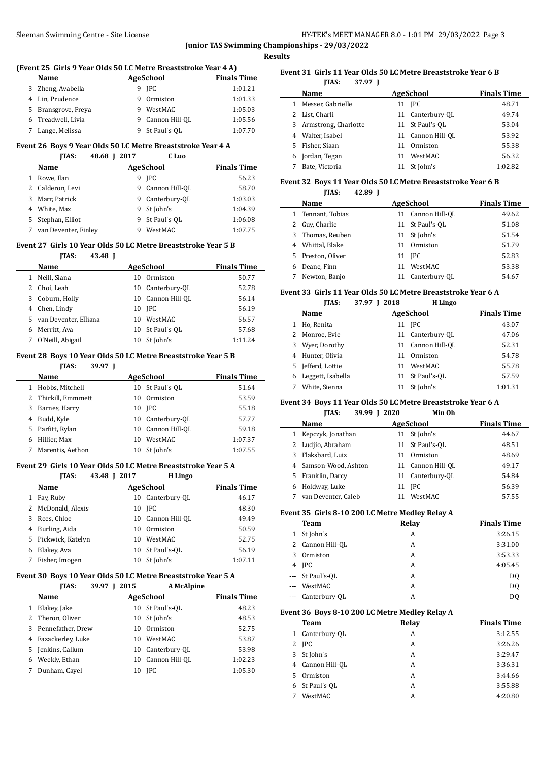## Junior TAS Swimming Championships - 29/03/2022

### Results

#### (Event 25 Girls 9 Year Olds 50 LC Metre Breaststroke Year 4 A)

| | Name | Age | School | Finals Time |
|---|---|---|---|---|
| 3 | Zheng, Avabella | 9 | JPC | 1:01.21 |
| 4 | Lin, Prudence | 9 | Ormiston | 1:01.33 |
| 5 | Bransgrove, Freya | 9 | WestMAC | 1:05.03 |
| 6 | Treadwell, Livia | 9 | Cannon Hill-QL | 1:05.56 |
| 7 | Lange, Melissa | 9 | St Paul's-QL | 1:07.70 |

#### Event 26 Boys 9 Year Olds 50 LC Metre Breaststroke Year 4 A

JTAS: 48.68 J 2017 C Luo

| | Name | Age | School | Finals Time |
|---|---|---|---|---|
| 1 | Rowe, Ilan | 9 | JPC | 56.23 |
| 2 | Calderon, Levi | 9 | Cannon Hill-QL | 58.70 |
| 3 | Marr, Patrick | 9 | Canterbury-QL | 1:03.03 |
| 4 | White, Max | 9 | St John's | 1:04.39 |
| 5 | Stephan, Elliot | 9 | St Paul's-QL | 1:06.08 |
| 7 | van Deventer, Finley | 9 | WestMAC | 1:07.75 |

#### Event 27 Girls 10 Year Olds 50 LC Metre Breaststroke Year 5 B

JTAS: 43.48 J

| | Name | Age | School | Finals Time |
|---|---|---|---|---|
| 1 | Neill, Siana | 10 | Ormiston | 50.77 |
| 2 | Choi, Leah | 10 | Canterbury-QL | 52.78 |
| 3 | Coburn, Holly | 10 | Cannon Hill-QL | 56.14 |
| 4 | Chen, Lindy | 10 | JPC | 56.19 |
| 5 | van Deventer, Elliana | 10 | WestMAC | 56.57 |
| 6 | Merritt, Ava | 10 | St Paul's-QL | 57.68 |
| 7 | O'Neill, Abigail | 10 | St John's | 1:11.24 |

#### Event 28 Boys 10 Year Olds 50 LC Metre Breaststroke Year 5 B

JTAS: 39.97 J

| | Name | Age | School | Finals Time |
|---|---|---|---|---|
| 1 | Hobbs, Mitchell | 10 | St Paul's-QL | 51.64 |
| 2 | Thirkill, Emmmett | 10 | Ormiston | 53.59 |
| 3 | Barnes, Harry | 10 | JPC | 55.18 |
| 4 | Budd, Kyle | 10 | Canterbury-QL | 57.77 |
| 5 | Parfitt, Rylan | 10 | Cannon Hill-QL | 59.18 |
| 6 | Hillier, Max | 10 | WestMAC | 1:07.37 |
| 7 | Marentis, Aethon | 10 | St John's | 1:07.55 |

#### Event 29 Girls 10 Year Olds 50 LC Metre Breaststroke Year 5 A

JTAS: 43.48 J 2017 H Lingo

| | Name | Age | School | Finals Time |
|---|---|---|---|---|
| 1 | Fay, Ruby | 10 | Canterbury-QL | 46.17 |
| 2 | McDonald, Alexis | 10 | JPC | 48.30 |
| 3 | Rees, Chloe | 10 | Cannon Hill-QL | 49.49 |
| 4 | Burling, Aida | 10 | Ormiston | 50.59 |
| 5 | Pickwick, Katelyn | 10 | WestMAC | 52.75 |
| 6 | Blakey, Ava | 10 | St Paul's-QL | 56.19 |
| 7 | Fisher, Imogen | 10 | St John's | 1:07.11 |

#### Event 30 Boys 10 Year Olds 50 LC Metre Breaststroke Year 5 A

JTAS: 39.97 J 2015 A McAlpine

| | Name | Age | School | Finals Time |
|---|---|---|---|---|
| 1 | Blakey, Jake | 10 | St Paul's-QL | 48.23 |
| 2 | Theron, Oliver | 10 | St John's | 48.53 |
| 3 | Pennefather, Drew | 10 | Ormiston | 52.75 |
| 4 | Fazackerley, Luke | 10 | WestMAC | 53.87 |
| 5 | Jenkins, Callum | 10 | Canterbury-QL | 53.98 |
| 6 | Weekly, Ethan | 10 | Cannon Hill-QL | 1:02.23 |
| 7 | Dunham, Cayel | 10 | JPC | 1:05.30 |

#### Event 31 Girls 11 Year Olds 50 LC Metre Breaststroke Year 6 B

JTAS: 37.97 J

| | Name | Age | School | Finals Time |
|---|---|---|---|---|
| 1 | Messer, Gabrielle | 11 | JPC | 48.71 |
| 2 | List, Charli | 11 | Canterbury-QL | 49.74 |
| 3 | Armstrong, Charlotte | 11 | St Paul's-QL | 53.04 |
| 4 | Walter, Isabel | 11 | Cannon Hill-QL | 53.92 |
| 5 | Fisher, Siaan | 11 | Ormiston | 55.38 |
| 6 | Jordan, Tegan | 11 | WestMAC | 56.32 |
| 7 | Bate, Victoria | 11 | St John's | 1:02.82 |

#### Event 32 Boys 11 Year Olds 50 LC Metre Breaststroke Year 6 B

JTAS: 42.89 J

| | Name | Age | School | Finals Time |
|---|---|---|---|---|
| 1 | Tennant, Tobias | 11 | Cannon Hill-QL | 49.62 |
| 2 | Guy, Charlie | 11 | St Paul's-QL | 51.08 |
| 3 | Thomas, Reuben | 11 | St John's | 51.54 |
| 4 | Whittal, Blake | 11 | Ormiston | 51.79 |
| 5 | Preston, Oliver | 11 | JPC | 52.83 |
| 6 | Deane, Finn | 11 | WestMAC | 53.38 |
| 7 | Newton, Banjo | 11 | Canterbury-QL | 54.67 |

#### Event 33 Girls 11 Year Olds 50 LC Metre Breaststroke Year 6 A

JTAS: 37.97 J 2018 H Lingo

| | Name | Age | School | Finals Time |
|---|---|---|---|---|
| 1 | Ho, Renita | 11 | JPC | 43.07 |
| 2 | Monroe, Evie | 11 | Canterbury-QL | 47.06 |
| 3 | Wyer, Dorothy | 11 | Cannon Hill-QL | 52.31 |
| 4 | Hunter, Olivia | 11 | Ormiston | 54.78 |
| 5 | Jefferd, Lottie | 11 | WestMAC | 55.78 |
| 6 | Leggett, Isabella | 11 | St Paul's-QL | 57.59 |
| 7 | White, Sienna | 11 | St John's | 1:01.31 |

#### Event 34 Boys 11 Year Olds 50 LC Metre Breaststroke Year 6 A

JTAS: 39.99 J 2020 Min Oh

| | Name | Age | School | Finals Time |
|---|---|---|---|---|
| 1 | Kepczyk, Jonathan | 11 | St John's | 44.67 |
| 2 | Ludjio, Abraham | 11 | St Paul's-QL | 48.51 |
| 3 | Flaksbard, Luiz | 11 | Ormiston | 48.69 |
| 4 | Samson-Wood, Ashton | 11 | Cannon Hill-QL | 49.17 |
| 5 | Franklin, Darcy | 11 | Canterbury-QL | 54.84 |
| 6 | Holdway, Luke | 11 | JPC | 56.39 |
| 7 | van Deventer, Caleb | 11 | WestMAC | 57.55 |

#### Event 35 Girls 8-10 200 LC Metre Medley Relay A

| | Team | Relay | Finals Time |
|---|---|---|---|
| 1 | St John's | A | 3:26.15 |
| 2 | Cannon Hill-QL | A | 3:31.00 |
| 3 | Ormiston | A | 3:53.33 |
| 4 | JPC | A | 4:05.45 |
| --- | St Paul's-QL | A | DQ |
| --- | WestMAC | A | DQ |
| --- | Canterbury-QL | A | DQ |

#### Event 36 Boys 8-10 200 LC Metre Medley Relay A

| | Team | Relay | Finals Time |
|---|---|---|---|
| 1 | Canterbury-QL | A | 3:12.55 |
| 2 | JPC | A | 3:26.26 |
| 3 | St John's | A | 3:29.47 |
| 4 | Cannon Hill-QL | A | 3:36.31 |
| 5 | Ormiston | A | 3:44.66 |
| 6 | St Paul's-QL | A | 3:55.88 |
| 7 | WestMAC | A | 4:20.80 |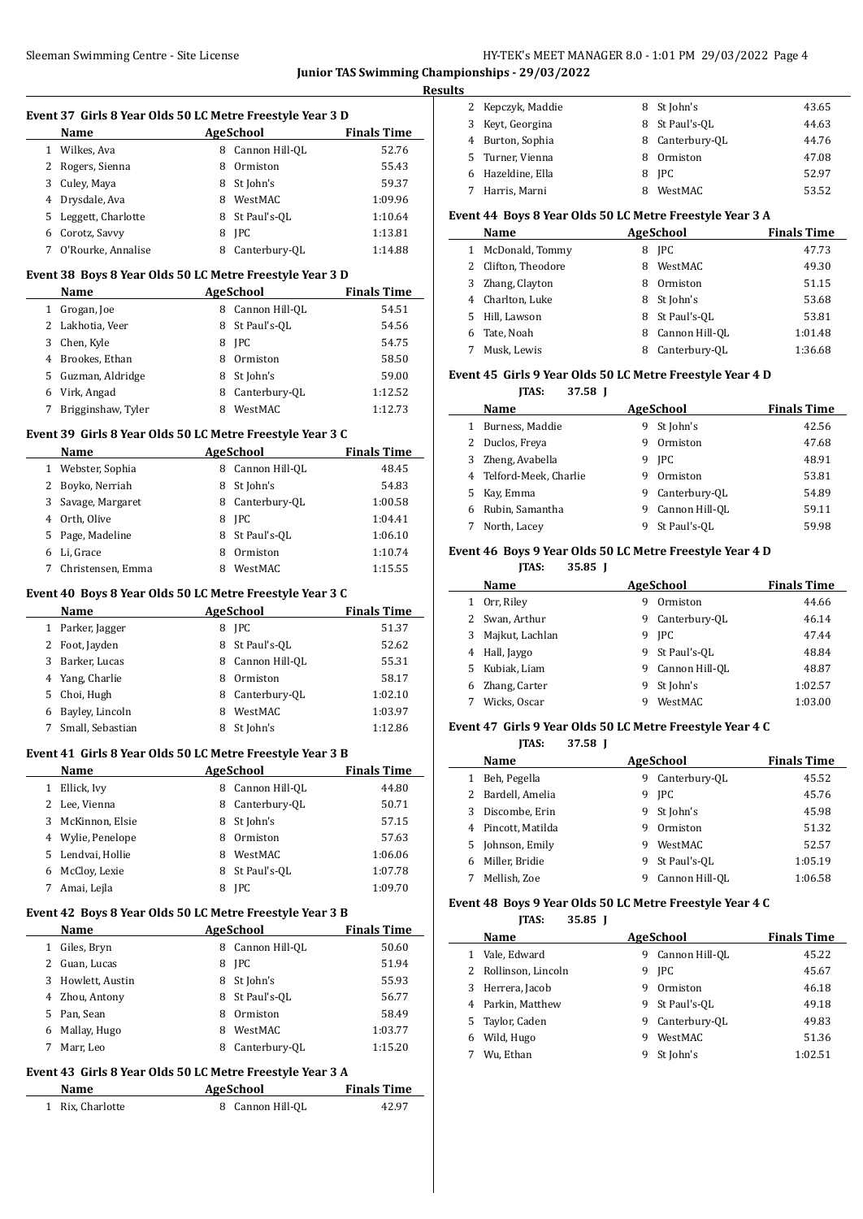## Junior TAS Swimming Championships - 29/03/2022

### Results

#### Event 37 Girls 8 Year Olds 50 LC Metre Freestyle Year 3 D

| | Name | Age | School | Finals Time |
|---|---|---|---|---|
| 1 | Wilkes, Ava | 8 | Cannon Hill-QL | 52.76 |
| 2 | Rogers, Sienna | 8 | Ormiston | 55.43 |
| 3 | Culey, Maya | 8 | St John's | 59.37 |
| 4 | Drysdale, Ava | 8 | WestMAC | 1:09.96 |
| 5 | Leggett, Charlotte | 8 | St Paul's-QL | 1:10.64 |
| 6 | Corotz, Savvy | 8 | JPC | 1:13.81 |
| 7 | O'Rourke, Annalise | 8 | Canterbury-QL | 1:14.88 |

#### Event 38 Boys 8 Year Olds 50 LC Metre Freestyle Year 3 D

| | Name | Age | School | Finals Time |
|---|---|---|---|---|
| 1 | Grogan, Joe | 8 | Cannon Hill-QL | 54.51 |
| 2 | Lakhotia, Veer | 8 | St Paul's-QL | 54.56 |
| 3 | Chen, Kyle | 8 | JPC | 54.75 |
| 4 | Brookes, Ethan | 8 | Ormiston | 58.50 |
| 5 | Guzman, Aldridge | 8 | St John's | 59.00 |
| 6 | Virk, Angad | 8 | Canterbury-QL | 1:12.52 |
| 7 | Brigginshaw, Tyler | 8 | WestMAC | 1:12.73 |

#### Event 39 Girls 8 Year Olds 50 LC Metre Freestyle Year 3 C

| | Name | Age | School | Finals Time |
|---|---|---|---|---|
| 1 | Webster, Sophia | 8 | Cannon Hill-QL | 48.45 |
| 2 | Boyko, Nerriah | 8 | St John's | 54.83 |
| 3 | Savage, Margaret | 8 | Canterbury-QL | 1:00.58 |
| 4 | Orth, Olive | 8 | JPC | 1:04.41 |
| 5 | Page, Madeline | 8 | St Paul's-QL | 1:06.10 |
| 6 | Li, Grace | 8 | Ormiston | 1:10.74 |
| 7 | Christensen, Emma | 8 | WestMAC | 1:15.55 |

#### Event 40 Boys 8 Year Olds 50 LC Metre Freestyle Year 3 C

| | Name | Age | School | Finals Time |
|---|---|---|---|---|
| 1 | Parker, Jagger | 8 | JPC | 51.37 |
| 2 | Foot, Jayden | 8 | St Paul's-QL | 52.62 |
| 3 | Barker, Lucas | 8 | Cannon Hill-QL | 55.31 |
| 4 | Yang, Charlie | 8 | Ormiston | 58.17 |
| 5 | Choi, Hugh | 8 | Canterbury-QL | 1:02.10 |
| 6 | Bayley, Lincoln | 8 | WestMAC | 1:03.97 |
| 7 | Small, Sebastian | 8 | St John's | 1:12.86 |

#### Event 41 Girls 8 Year Olds 50 LC Metre Freestyle Year 3 B

| | Name | Age | School | Finals Time |
|---|---|---|---|---|
| 1 | Ellick, Ivy | 8 | Cannon Hill-QL | 44.80 |
| 2 | Lee, Vienna | 8 | Canterbury-QL | 50.71 |
| 3 | McKinnon, Elsie | 8 | St John's | 57.15 |
| 4 | Wylie, Penelope | 8 | Ormiston | 57.63 |
| 5 | Lendvai, Hollie | 8 | WestMAC | 1:06.06 |
| 6 | McCloy, Lexie | 8 | St Paul's-QL | 1:07.78 |
| 7 | Amai, Lejla | 8 | JPC | 1:09.70 |

#### Event 42 Boys 8 Year Olds 50 LC Metre Freestyle Year 3 B

| | Name | Age | School | Finals Time |
|---|---|---|---|---|
| 1 | Giles, Bryn | 8 | Cannon Hill-QL | 50.60 |
| 2 | Guan, Lucas | 8 | JPC | 51.94 |
| 3 | Howlett, Austin | 8 | St John's | 55.93 |
| 4 | Zhou, Antony | 8 | St Paul's-QL | 56.77 |
| 5 | Pan, Sean | 8 | Ormiston | 58.49 |
| 6 | Mallay, Hugo | 8 | WestMAC | 1:03.77 |
| 7 | Marr, Leo | 8 | Canterbury-QL | 1:15.20 |

#### Event 43 Girls 8 Year Olds 50 LC Metre Freestyle Year 3 A

| | Name | Age | School | Finals Time |
|---|---|---|---|---|
| 1 | Rix, Charlotte | 8 | Cannon Hill-QL | 42.97 |
| 2 | Kepczyk, Maddie | 8 | St John's | 43.65 |
| 3 | Keyt, Georgina | 8 | St Paul's-QL | 44.63 |
| 4 | Burton, Sophia | 8 | Canterbury-QL | 44.76 |
| 5 | Turner, Vienna | 8 | Ormiston | 47.08 |
| 6 | Hazeldine, Ella | 8 | JPC | 52.97 |
| 7 | Harris, Marni | 8 | WestMAC | 53.52 |

#### Event 44 Boys 8 Year Olds 50 LC Metre Freestyle Year 3 A

| | Name | Age | School | Finals Time |
|---|---|---|---|---|
| 1 | McDonald, Tommy | 8 | JPC | 47.73 |
| 2 | Clifton, Theodore | 8 | WestMAC | 49.30 |
| 3 | Zhang, Clayton | 8 | Ormiston | 51.15 |
| 4 | Charlton, Luke | 8 | St John's | 53.68 |
| 5 | Hill, Lawson | 8 | St Paul's-QL | 53.81 |
| 6 | Tate, Noah | 8 | Cannon Hill-QL | 1:01.48 |
| 7 | Musk, Lewis | 8 | Canterbury-QL | 1:36.68 |

#### Event 45 Girls 9 Year Olds 50 LC Metre Freestyle Year 4 D

JTAS: 37.58 J

| | Name | Age | School | Finals Time |
|---|---|---|---|---|
| 1 | Burness, Maddie | 9 | St John's | 42.56 |
| 2 | Duclos, Freya | 9 | Ormiston | 47.68 |
| 3 | Zheng, Avabella | 9 | JPC | 48.91 |
| 4 | Telford-Meek, Charlie | 9 | Ormiston | 53.81 |
| 5 | Kay, Emma | 9 | Canterbury-QL | 54.89 |
| 6 | Rubin, Samantha | 9 | Cannon Hill-QL | 59.11 |
| 7 | North, Lacey | 9 | St Paul's-QL | 59.98 |

#### Event 46 Boys 9 Year Olds 50 LC Metre Freestyle Year 4 D

JTAS: 35.85 J

| | Name | Age | School | Finals Time |
|---|---|---|---|---|
| 1 | Orr, Riley | 9 | Ormiston | 44.66 |
| 2 | Swan, Arthur | 9 | Canterbury-QL | 46.14 |
| 3 | Majkut, Lachlan | 9 | JPC | 47.44 |
| 4 | Hall, Jaygo | 9 | St Paul's-QL | 48.84 |
| 5 | Kubiak, Liam | 9 | Cannon Hill-QL | 48.87 |
| 6 | Zhang, Carter | 9 | St John's | 1:02.57 |
| 7 | Wicks, Oscar | 9 | WestMAC | 1:03.00 |

#### Event 47 Girls 9 Year Olds 50 LC Metre Freestyle Year 4 C

JTAS: 37.58 J

| | Name | Age | School | Finals Time |
|---|---|---|---|---|
| 1 | Beh, Pegella | 9 | Canterbury-QL | 45.52 |
| 2 | Bardell, Amelia | 9 | JPC | 45.76 |
| 3 | Discombe, Erin | 9 | St John's | 45.98 |
| 4 | Pincott, Matilda | 9 | Ormiston | 51.32 |
| 5 | Johnson, Emily | 9 | WestMAC | 52.57 |
| 6 | Miller, Bridie | 9 | St Paul's-QL | 1:05.19 |
| 7 | Mellish, Zoe | 9 | Cannon Hill-QL | 1:06.58 |

#### Event 48 Boys 9 Year Olds 50 LC Metre Freestyle Year 4 C

JTAS: 35.85 J

| | Name | Age | School | Finals Time |
|---|---|---|---|---|
| 1 | Vale, Edward | 9 | Cannon Hill-QL | 45.22 |
| 2 | Rollinson, Lincoln | 9 | JPC | 45.67 |
| 3 | Herrera, Jacob | 9 | Ormiston | 46.18 |
| 4 | Parkin, Matthew | 9 | St Paul's-QL | 49.18 |
| 5 | Taylor, Caden | 9 | Canterbury-QL | 49.83 |
| 6 | Wild, Hugo | 9 | WestMAC | 51.36 |
| 7 | Wu, Ethan | 9 | St John's | 1:02.51 |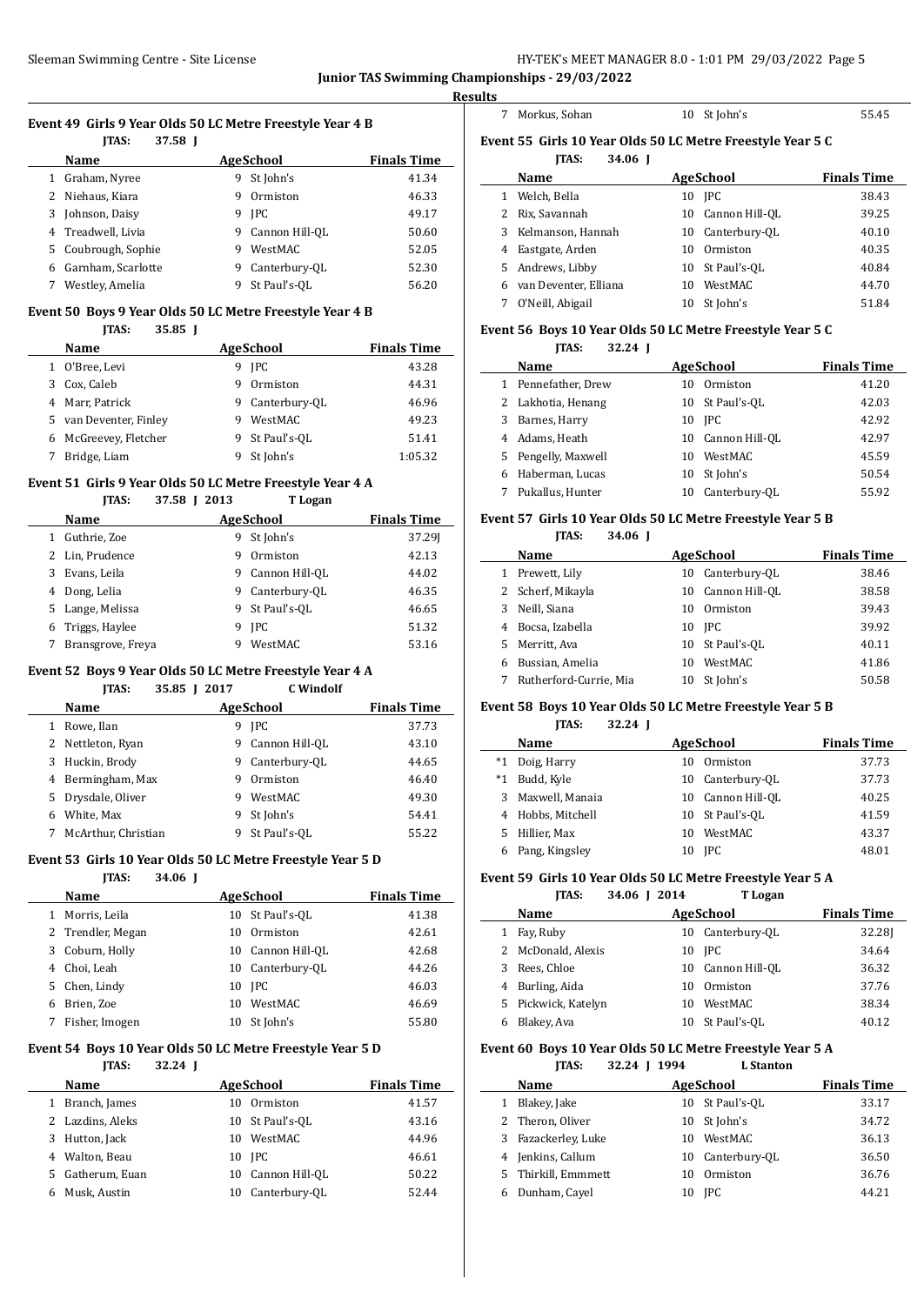Junior TAS Swimming Championships - 29/03/2022

Results

### Event 49 Girls 9 Year Olds 50 LC Metre Freestyle Year 4 B

JTAS: 37.58 J

| | Name | Age | School | Finals Time |
|---|---|---|---|---|
| 1 | Graham, Nyree | 9 | St John's | 41.34 |
| 2 | Niehaus, Kiara | 9 | Ormiston | 46.33 |
| 3 | Johnson, Daisy | 9 | JPC | 49.17 |
| 4 | Treadwell, Livia | 9 | Cannon Hill-QL | 50.60 |
| 5 | Coubrough, Sophie | 9 | WestMAC | 52.05 |
| 6 | Garnham, Scarlotte | 9 | Canterbury-QL | 52.30 |
| 7 | Westley, Amelia | 9 | St Paul's-QL | 56.20 |

### Event 50 Boys 9 Year Olds 50 LC Metre Freestyle Year 4 B

JTAS: 35.85 J

| | Name | Age | School | Finals Time |
|---|---|---|---|---|
| 1 | O'Bree, Levi | 9 | JPC | 43.28 |
| 3 | Cox, Caleb | 9 | Ormiston | 44.31 |
| 4 | Marr, Patrick | 9 | Canterbury-QL | 46.96 |
| 5 | van Deventer, Finley | 9 | WestMAC | 49.23 |
| 6 | McGreevey, Fletcher | 9 | St Paul's-QL | 51.41 |
| 7 | Bridge, Liam | 9 | St John's | 1:05.32 |

### Event 51 Girls 9 Year Olds 50 LC Metre Freestyle Year 4 A

JTAS: 37.58 J 2013 T Logan

| | Name | Age | School | Finals Time |
|---|---|---|---|---|
| 1 | Guthrie, Zoe | 9 | St John's | 37.29J |
| 2 | Lin, Prudence | 9 | Ormiston | 42.13 |
| 3 | Evans, Leila | 9 | Cannon Hill-QL | 44.02 |
| 4 | Dong, Lelia | 9 | Canterbury-QL | 46.35 |
| 5 | Lange, Melissa | 9 | St Paul's-QL | 46.65 |
| 6 | Triggs, Haylee | 9 | JPC | 51.32 |
| 7 | Bransgrove, Freya | 9 | WestMAC | 53.16 |

### Event 52 Boys 9 Year Olds 50 LC Metre Freestyle Year 4 A

JTAS: 35.85 J 2017 C Windolf

| | Name | Age | School | Finals Time |
|---|---|---|---|---|
| 1 | Rowe, Ilan | 9 | JPC | 37.73 |
| 2 | Nettleton, Ryan | 9 | Cannon Hill-QL | 43.10 |
| 3 | Huckin, Brody | 9 | Canterbury-QL | 44.65 |
| 4 | Bermingham, Max | 9 | Ormiston | 46.40 |
| 5 | Drysdale, Oliver | 9 | WestMAC | 49.30 |
| 6 | White, Max | 9 | St John's | 54.41 |
| 7 | McArthur, Christian | 9 | St Paul's-QL | 55.22 |

### Event 53 Girls 10 Year Olds 50 LC Metre Freestyle Year 5 D

JTAS: 34.06 J

| | Name | Age | School | Finals Time |
|---|---|---|---|---|
| 1 | Morris, Leila | 10 | St Paul's-QL | 41.38 |
| 2 | Trendler, Megan | 10 | Ormiston | 42.61 |
| 3 | Coburn, Holly | 10 | Cannon Hill-QL | 42.68 |
| 4 | Choi, Leah | 10 | Canterbury-QL | 44.26 |
| 5 | Chen, Lindy | 10 | JPC | 46.03 |
| 6 | Brien, Zoe | 10 | WestMAC | 46.69 |
| 7 | Fisher, Imogen | 10 | St John's | 55.80 |

### Event 54 Boys 10 Year Olds 50 LC Metre Freestyle Year 5 D

JTAS: 32.24 J

| | Name | Age | School | Finals Time |
|---|---|---|---|---|
| 1 | Branch, James | 10 | Ormiston | 41.57 |
| 2 | Lazdins, Aleks | 10 | St Paul's-QL | 43.16 |
| 3 | Hutton, Jack | 10 | WestMAC | 44.96 |
| 4 | Walton, Beau | 10 | JPC | 46.61 |
| 5 | Gatherum, Euan | 10 | Cannon Hill-QL | 50.22 |
| 6 | Musk, Austin | 10 | Canterbury-QL | 52.44 |
| 7 | Morkus, Sohan | 10 | St John's | 55.45 |

### Event 55 Girls 10 Year Olds 50 LC Metre Freestyle Year 5 C

JTAS: 34.06 J

| | Name | Age | School | Finals Time |
|---|---|---|---|---|
| 1 | Welch, Bella | 10 | JPC | 38.43 |
| 2 | Rix, Savannah | 10 | Cannon Hill-QL | 39.25 |
| 3 | Kelmanson, Hannah | 10 | Canterbury-QL | 40.10 |
| 4 | Eastgate, Arden | 10 | Ormiston | 40.35 |
| 5 | Andrews, Libby | 10 | St Paul's-QL | 40.84 |
| 6 | van Deventer, Elliana | 10 | WestMAC | 44.70 |
| 7 | O'Neill, Abigail | 10 | St John's | 51.84 |

### Event 56 Boys 10 Year Olds 50 LC Metre Freestyle Year 5 C

JTAS: 32.24 J

| | Name | Age | School | Finals Time |
|---|---|---|---|---|
| 1 | Pennefather, Drew | 10 | Ormiston | 41.20 |
| 2 | Lakhotia, Henang | 10 | St Paul's-QL | 42.03 |
| 3 | Barnes, Harry | 10 | JPC | 42.92 |
| 4 | Adams, Heath | 10 | Cannon Hill-QL | 42.97 |
| 5 | Pengelly, Maxwell | 10 | WestMAC | 45.59 |
| 6 | Haberman, Lucas | 10 | St John's | 50.54 |
| 7 | Pukallus, Hunter | 10 | Canterbury-QL | 55.92 |

### Event 57 Girls 10 Year Olds 50 LC Metre Freestyle Year 5 B

JTAS: 34.06 J

| | Name | Age | School | Finals Time |
|---|---|---|---|---|
| 1 | Prewett, Lily | 10 | Canterbury-QL | 38.46 |
| 2 | Scherf, Mikayla | 10 | Cannon Hill-QL | 38.58 |
| 3 | Neill, Siana | 10 | Ormiston | 39.43 |
| 4 | Bocsa, Izabella | 10 | JPC | 39.92 |
| 5 | Merritt, Ava | 10 | St Paul's-QL | 40.11 |
| 6 | Bussian, Amelia | 10 | WestMAC | 41.86 |
| 7 | Rutherford-Currie, Mia | 10 | St John's | 50.58 |

### Event 58 Boys 10 Year Olds 50 LC Metre Freestyle Year 5 B

JTAS: 32.24 J

| | Name | Age | School | Finals Time |
|---|---|---|---|---|
| *1 | Doig, Harry | 10 | Ormiston | 37.73 |
| *1 | Budd, Kyle | 10 | Canterbury-QL | 37.73 |
| 3 | Maxwell, Manaia | 10 | Cannon Hill-QL | 40.25 |
| 4 | Hobbs, Mitchell | 10 | St Paul's-QL | 41.59 |
| 5 | Hillier, Max | 10 | WestMAC | 43.37 |
| 6 | Pang, Kingsley | 10 | JPC | 48.01 |

### Event 59 Girls 10 Year Olds 50 LC Metre Freestyle Year 5 A

JTAS: 34.06 J 2014 T Logan

| | Name | Age | School | Finals Time |
|---|---|---|---|---|
| 1 | Fay, Ruby | 10 | Canterbury-QL | 32.28J |
| 2 | McDonald, Alexis | 10 | JPC | 34.64 |
| 3 | Rees, Chloe | 10 | Cannon Hill-QL | 36.32 |
| 4 | Burling, Aida | 10 | Ormiston | 37.76 |
| 5 | Pickwick, Katelyn | 10 | WestMAC | 38.34 |
| 6 | Blakey, Ava | 10 | St Paul's-QL | 40.12 |

### Event 60 Boys 10 Year Olds 50 LC Metre Freestyle Year 5 A

JTAS: 32.24 J 1994 L Stanton

| | Name | Age | School | Finals Time |
|---|---|---|---|---|
| 1 | Blakey, Jake | 10 | St Paul's-QL | 33.17 |
| 2 | Theron, Oliver | 10 | St John's | 34.72 |
| 3 | Fazackerley, Luke | 10 | WestMAC | 36.13 |
| 4 | Jenkins, Callum | 10 | Canterbury-QL | 36.50 |
| 5 | Thirkill, Emmmett | 10 | Ormiston | 36.76 |
| 6 | Dunham, Cayel | 10 | JPC | 44.21 |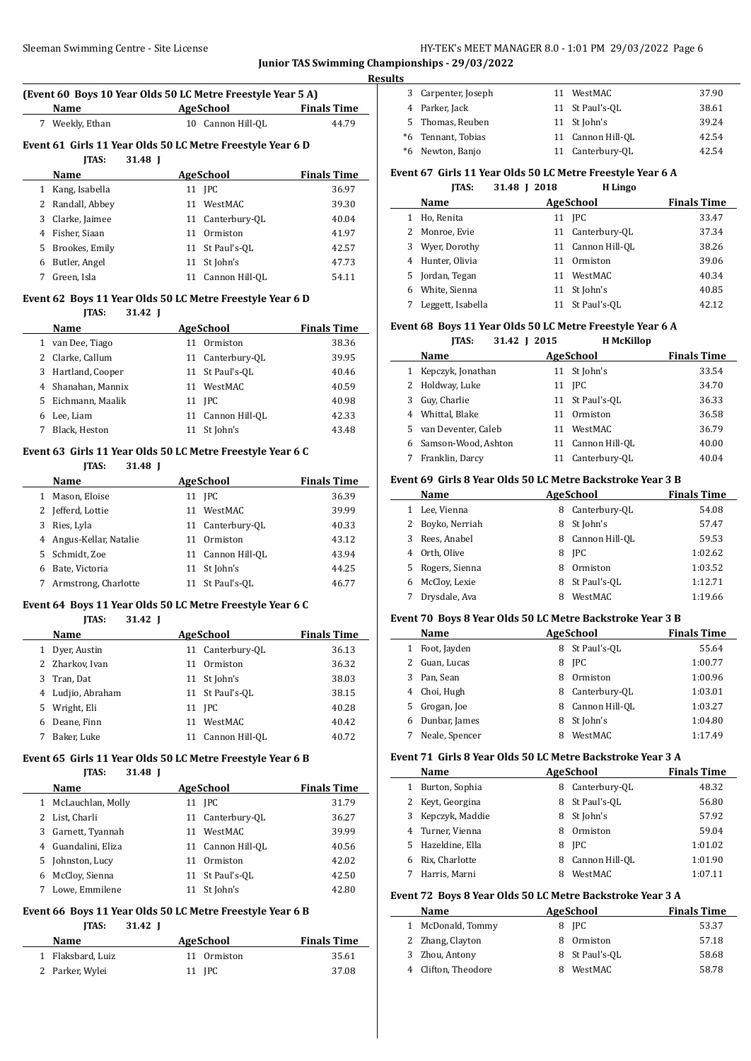## Junior TAS Swimming Championships - 29/03/2022

### Results

**(Event 60 Boys 10 Year Olds 50 LC Metre Freestyle Year 5 A)**

| | Name | Age | School | Finals Time |
|---|---|---|---|---|
| 7 | Weekly, Ethan | 10 | Cannon Hill-QL | 44.79 |

**Event 61 Girls 11 Year Olds 50 LC Metre Freestyle Year 6 D**

JTAS: 31.48 J

| | Name | Age | School | Finals Time |
|---|---|---|---|---|
| 1 | Kang, Isabella | 11 | JPC | 36.97 |
| 2 | Randall, Abbey | 11 | WestMAC | 39.30 |
| 3 | Clarke, Jaimee | 11 | Canterbury-QL | 40.04 |
| 4 | Fisher, Siaan | 11 | Ormiston | 41.97 |
| 5 | Brookes, Emily | 11 | St Paul's-QL | 42.57 |
| 6 | Butler, Angel | 11 | St John's | 47.73 |
| 7 | Green, Isla | 11 | Cannon Hill-QL | 54.11 |

**Event 62 Boys 11 Year Olds 50 LC Metre Freestyle Year 6 D**

JTAS: 31.42 J

| | Name | Age | School | Finals Time |
|---|---|---|---|---|
| 1 | van Dee, Tiago | 11 | Ormiston | 38.36 |
| 2 | Clarke, Callum | 11 | Canterbury-QL | 39.95 |
| 3 | Hartland, Cooper | 11 | St Paul's-QL | 40.46 |
| 4 | Shanahan, Mannix | 11 | WestMAC | 40.59 |
| 5 | Eichmann, Maalik | 11 | JPC | 40.98 |
| 6 | Lee, Liam | 11 | Cannon Hill-QL | 42.33 |
| 7 | Black, Heston | 11 | St John's | 43.48 |

**Event 63 Girls 11 Year Olds 50 LC Metre Freestyle Year 6 C**

JTAS: 31.48 J

| | Name | Age | School | Finals Time |
|---|---|---|---|---|
| 1 | Mason, Eloise | 11 | JPC | 36.39 |
| 2 | Jefferd, Lottie | 11 | WestMAC | 39.99 |
| 3 | Ries, Lyla | 11 | Canterbury-QL | 40.33 |
| 4 | Angus-Kellar, Natalie | 11 | Ormiston | 43.12 |
| 5 | Schmidt, Zoe | 11 | Cannon Hill-QL | 43.94 |
| 6 | Bate, Victoria | 11 | St John's | 44.25 |
| 7 | Armstrong, Charlotte | 11 | St Paul's-QL | 46.77 |

**Event 64 Boys 11 Year Olds 50 LC Metre Freestyle Year 6 C**

JTAS: 31.42 J

| | Name | Age | School | Finals Time |
|---|---|---|---|---|
| 1 | Dyer, Austin | 11 | Canterbury-QL | 36.13 |
| 2 | Zharkov, Ivan | 11 | Ormiston | 36.32 |
| 3 | Tran, Dat | 11 | St John's | 38.03 |
| 4 | Ludjio, Abraham | 11 | St Paul's-QL | 38.15 |
| 5 | Wright, Eli | 11 | JPC | 40.28 |
| 6 | Deane, Finn | 11 | WestMAC | 40.42 |
| 7 | Baker, Luke | 11 | Cannon Hill-QL | 40.72 |

**Event 65 Girls 11 Year Olds 50 LC Metre Freestyle Year 6 B**

JTAS: 31.48 J

| | Name | Age | School | Finals Time |
|---|---|---|---|---|
| 1 | McLauchlan, Molly | 11 | JPC | 31.79 |
| 2 | List, Charli | 11 | Canterbury-QL | 36.27 |
| 3 | Garnett, Tyannah | 11 | WestMAC | 39.99 |
| 4 | Guandalini, Eliza | 11 | Cannon Hill-QL | 40.56 |
| 5 | Johnston, Lucy | 11 | Ormiston | 42.02 |
| 6 | McCloy, Sienna | 11 | St Paul's-QL | 42.50 |
| 7 | Lowe, Emmilene | 11 | St John's | 42.80 |

**Event 66 Boys 11 Year Olds 50 LC Metre Freestyle Year 6 B**

JTAS: 31.42 J

| | Name | Age | School | Finals Time |
|---|---|---|---|---|
| 1 | Flaksbard, Luiz | 11 | Ormiston | 35.61 |
| 2 | Parker, Wylei | 11 | JPC | 37.08 |
| 3 | Carpenter, Joseph | 11 | WestMAC | 37.90 |
| 4 | Parker, Jack | 11 | St Paul's-QL | 38.61 |
| 5 | Thomas, Reuben | 11 | St John's | 39.24 |
| *6 | Tennant, Tobias | 11 | Cannon Hill-QL | 42.54 |
| *6 | Newton, Banjo | 11 | Canterbury-QL | 42.54 |

**Event 67 Girls 11 Year Olds 50 LC Metre Freestyle Year 6 A**

JTAS: 31.48 J 2018 H Lingo

| | Name | Age | School | Finals Time |
|---|---|---|---|---|
| 1 | Ho, Renita | 11 | JPC | 33.47 |
| 2 | Monroe, Evie | 11 | Canterbury-QL | 37.34 |
| 3 | Wyer, Dorothy | 11 | Cannon Hill-QL | 38.26 |
| 4 | Hunter, Olivia | 11 | Ormiston | 39.06 |
| 5 | Jordan, Tegan | 11 | WestMAC | 40.34 |
| 6 | White, Sienna | 11 | St John's | 40.85 |
| 7 | Leggett, Isabella | 11 | St Paul's-QL | 42.12 |

**Event 68 Boys 11 Year Olds 50 LC Metre Freestyle Year 6 A**

JTAS: 31.42 J 2015 H McKillop

| | Name | Age | School | Finals Time |
|---|---|---|---|---|
| 1 | Kepczyk, Jonathan | 11 | St John's | 33.54 |
| 2 | Holdway, Luke | 11 | JPC | 34.70 |
| 3 | Guy, Charlie | 11 | St Paul's-QL | 36.33 |
| 4 | Whittal, Blake | 11 | Ormiston | 36.58 |
| 5 | van Deventer, Caleb | 11 | WestMAC | 36.79 |
| 6 | Samson-Wood, Ashton | 11 | Cannon Hill-QL | 40.00 |
| 7 | Franklin, Darcy | 11 | Canterbury-QL | 40.04 |

**Event 69 Girls 8 Year Olds 50 LC Metre Backstroke Year 3 B**

| | Name | Age | School | Finals Time |
|---|---|---|---|---|
| 1 | Lee, Vienna | 8 | Canterbury-QL | 54.08 |
| 2 | Boyko, Nerriah | 8 | St John's | 57.47 |
| 3 | Rees, Anabel | 8 | Cannon Hill-QL | 59.53 |
| 4 | Orth, Olive | 8 | JPC | 1:02.62 |
| 5 | Rogers, Sienna | 8 | Ormiston | 1:03.52 |
| 6 | McCloy, Lexie | 8 | St Paul's-QL | 1:12.71 |
| 7 | Drysdale, Ava | 8 | WestMAC | 1:19.66 |

**Event 70 Boys 8 Year Olds 50 LC Metre Backstroke Year 3 B**

| | Name | Age | School | Finals Time |
|---|---|---|---|---|
| 1 | Foot, Jayden | 8 | St Paul's-QL | 55.64 |
| 2 | Guan, Lucas | 8 | JPC | 1:00.77 |
| 3 | Pan, Sean | 8 | Ormiston | 1:00.96 |
| 4 | Choi, Hugh | 8 | Canterbury-QL | 1:03.01 |
| 5 | Grogan, Joe | 8 | Cannon Hill-QL | 1:03.27 |
| 6 | Dunbar, James | 8 | St John's | 1:04.80 |
| 7 | Neale, Spencer | 8 | WestMAC | 1:17.49 |

**Event 71 Girls 8 Year Olds 50 LC Metre Backstroke Year 3 A**

| | Name | Age | School | Finals Time |
|---|---|---|---|---|
| 1 | Burton, Sophia | 8 | Canterbury-QL | 48.32 |
| 2 | Keyt, Georgina | 8 | St Paul's-QL | 56.80 |
| 3 | Kepczyk, Maddie | 8 | St John's | 57.92 |
| 4 | Turner, Vienna | 8 | Ormiston | 59.04 |
| 5 | Hazeldine, Ella | 8 | JPC | 1:01.02 |
| 6 | Rix, Charlotte | 8 | Cannon Hill-QL | 1:01.90 |
| 7 | Harris, Marni | 8 | WestMAC | 1:07.11 |

**Event 72 Boys 8 Year Olds 50 LC Metre Backstroke Year 3 A**

| | Name | Age | School | Finals Time |
|---|---|---|---|---|
| 1 | McDonald, Tommy | 8 | JPC | 53.37 |
| 2 | Zhang, Clayton | 8 | Ormiston | 57.18 |
| 3 | Zhou, Antony | 8 | St Paul's-QL | 58.68 |
| 4 | Clifton, Theodore | 8 | WestMAC | 58.78 |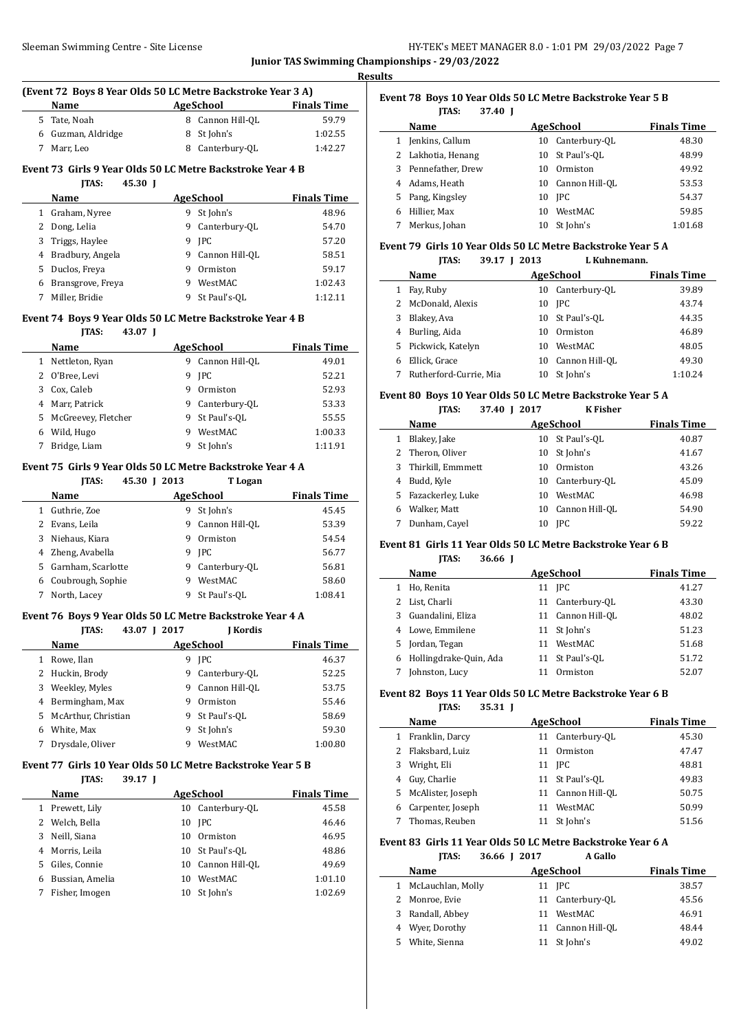## Results

### (Event 72 Boys 8 Year Olds 50 LC Metre Backstroke Year 3 A)

| | Name | Age | School | Finals Time |
|---|---|---|---|---|
| 5 | Tate, Noah | 8 | Cannon Hill-QL | 59.79 |
| 6 | Guzman, Aldridge | 8 | St John's | 1:02.55 |
| 7 | Marr, Leo | 8 | Canterbury-QL | 1:42.27 |

### Event 73 Girls 9 Year Olds 50 LC Metre Backstroke Year 4 B

JTAS: 45.30 J

| | Name | Age | School | Finals Time |
|---|---|---|---|---|
| 1 | Graham, Nyree | 9 | St John's | 48.96 |
| 2 | Dong, Lelia | 9 | Canterbury-QL | 54.70 |
| 3 | Triggs, Haylee | 9 | JPC | 57.20 |
| 4 | Bradbury, Angela | 9 | Cannon Hill-QL | 58.51 |
| 5 | Duclos, Freya | 9 | Ormiston | 59.17 |
| 6 | Bransgrove, Freya | 9 | WestMAC | 1:02.43 |
| 7 | Miller, Bridie | 9 | St Paul's-QL | 1:12.11 |

### Event 74 Boys 9 Year Olds 50 LC Metre Backstroke Year 4 B

JTAS: 43.07 J

| | Name | Age | School | Finals Time |
|---|---|---|---|---|
| 1 | Nettleton, Ryan | 9 | Cannon Hill-QL | 49.01 |
| 2 | O'Bree, Levi | 9 | JPC | 52.21 |
| 3 | Cox, Caleb | 9 | Ormiston | 52.93 |
| 4 | Marr, Patrick | 9 | Canterbury-QL | 53.33 |
| 5 | McGreevey, Fletcher | 9 | St Paul's-QL | 55.55 |
| 6 | Wild, Hugo | 9 | WestMAC | 1:00.33 |
| 7 | Bridge, Liam | 9 | St John's | 1:11.91 |

### Event 75 Girls 9 Year Olds 50 LC Metre Backstroke Year 4 A

JTAS: 45.30 J 2013 T Logan

| | Name | Age | School | Finals Time |
|---|---|---|---|---|
| 1 | Guthrie, Zoe | 9 | St John's | 45.45 |
| 2 | Evans, Leila | 9 | Cannon Hill-QL | 53.39 |
| 3 | Niehaus, Kiara | 9 | Ormiston | 54.54 |
| 4 | Zheng, Avabella | 9 | JPC | 56.77 |
| 5 | Garnham, Scarlotte | 9 | Canterbury-QL | 56.81 |
| 6 | Coubrough, Sophie | 9 | WestMAC | 58.60 |
| 7 | North, Lacey | 9 | St Paul's-QL | 1:08.41 |

### Event 76 Boys 9 Year Olds 50 LC Metre Backstroke Year 4 A

JTAS: 43.07 J 2017 J Kordis

| | Name | Age | School | Finals Time |
|---|---|---|---|---|
| 1 | Rowe, Ilan | 9 | JPC | 46.37 |
| 2 | Huckin, Brody | 9 | Canterbury-QL | 52.25 |
| 3 | Weekley, Myles | 9 | Cannon Hill-QL | 53.75 |
| 4 | Bermingham, Max | 9 | Ormiston | 55.46 |
| 5 | McArthur, Christian | 9 | St Paul's-QL | 58.69 |
| 6 | White, Max | 9 | St John's | 59.30 |
| 7 | Drysdale, Oliver | 9 | WestMAC | 1:00.80 |

### Event 77 Girls 10 Year Olds 50 LC Metre Backstroke Year 5 B

JTAS: 39.17 J

| | Name | Age | School | Finals Time |
|---|---|---|---|---|
| 1 | Prewett, Lily | 10 | Canterbury-QL | 45.58 |
| 2 | Welch, Bella | 10 | JPC | 46.46 |
| 3 | Neill, Siana | 10 | Ormiston | 46.95 |
| 4 | Morris, Leila | 10 | St Paul's-QL | 48.86 |
| 5 | Giles, Connie | 10 | Cannon Hill-QL | 49.69 |
| 6 | Bussian, Amelia | 10 | WestMAC | 1:01.10 |
| 7 | Fisher, Imogen | 10 | St John's | 1:02.69 |

### Event 78 Boys 10 Year Olds 50 LC Metre Backstroke Year 5 B

JTAS: 37.40 J

| | Name | Age | School | Finals Time |
|---|---|---|---|---|
| 1 | Jenkins, Callum | 10 | Canterbury-QL | 48.30 |
| 2 | Lakhotia, Henang | 10 | St Paul's-QL | 48.99 |
| 3 | Pennefather, Drew | 10 | Ormiston | 49.92 |
| 4 | Adams, Heath | 10 | Cannon Hill-QL | 53.53 |
| 5 | Pang, Kingsley | 10 | JPC | 54.37 |
| 6 | Hillier, Max | 10 | WestMAC | 59.85 |
| 7 | Merkus, Johan | 10 | St John's | 1:01.68 |

### Event 79 Girls 10 Year Olds 50 LC Metre Backstroke Year 5 A

JTAS: 39.17 J 2013 L Kuhnemann.

| | Name | Age | School | Finals Time |
|---|---|---|---|---|
| 1 | Fay, Ruby | 10 | Canterbury-QL | 39.89 |
| 2 | McDonald, Alexis | 10 | JPC | 43.74 |
| 3 | Blakey, Ava | 10 | St Paul's-QL | 44.35 |
| 4 | Burling, Aida | 10 | Ormiston | 46.89 |
| 5 | Pickwick, Katelyn | 10 | WestMAC | 48.05 |
| 6 | Ellick, Grace | 10 | Cannon Hill-QL | 49.30 |
| 7 | Rutherford-Currie, Mia | 10 | St John's | 1:10.24 |

### Event 80 Boys 10 Year Olds 50 LC Metre Backstroke Year 5 A

JTAS: 37.40 J 2017 K Fisher

| | Name | Age | School | Finals Time |
|---|---|---|---|---|
| 1 | Blakey, Jake | 10 | St Paul's-QL | 40.87 |
| 2 | Theron, Oliver | 10 | St John's | 41.67 |
| 3 | Thirkill, Emmmett | 10 | Ormiston | 43.26 |
| 4 | Budd, Kyle | 10 | Canterbury-QL | 45.09 |
| 5 | Fazackerley, Luke | 10 | WestMAC | 46.98 |
| 6 | Walker, Matt | 10 | Cannon Hill-QL | 54.90 |
| 7 | Dunham, Cayel | 10 | JPC | 59.22 |

### Event 81 Girls 11 Year Olds 50 LC Metre Backstroke Year 6 B

JTAS: 36.66 J

| | Name | Age | School | Finals Time |
|---|---|---|---|---|
| 1 | Ho, Renita | 11 | JPC | 41.27 |
| 2 | List, Charli | 11 | Canterbury-QL | 43.30 |
| 3 | Guandalini, Eliza | 11 | Cannon Hill-QL | 48.02 |
| 4 | Lowe, Emmilene | 11 | St John's | 51.23 |
| 5 | Jordan, Tegan | 11 | WestMAC | 51.68 |
| 6 | Hollingdrake-Quin, Ada | 11 | St Paul's-QL | 51.72 |
| 7 | Johnston, Lucy | 11 | Ormiston | 52.07 |

### Event 82 Boys 11 Year Olds 50 LC Metre Backstroke Year 6 B

JTAS: 35.31 J

| | Name | Age | School | Finals Time |
|---|---|---|---|---|
| 1 | Franklin, Darcy | 11 | Canterbury-QL | 45.30 |
| 2 | Flaksbard, Luiz | 11 | Ormiston | 47.47 |
| 3 | Wright, Eli | 11 | JPC | 48.81 |
| 4 | Guy, Charlie | 11 | St Paul's-QL | 49.83 |
| 5 | McAlister, Joseph | 11 | Cannon Hill-QL | 50.75 |
| 6 | Carpenter, Joseph | 11 | WestMAC | 50.99 |
| 7 | Thomas, Reuben | 11 | St John's | 51.56 |

### Event 83 Girls 11 Year Olds 50 LC Metre Backstroke Year 6 A

JTAS: 36.66 J 2017 A Gallo

| | Name | Age | School | Finals Time |
|---|---|---|---|---|
| 1 | McLauchlan, Molly | 11 | JPC | 38.57 |
| 2 | Monroe, Evie | 11 | Canterbury-QL | 45.56 |
| 3 | Randall, Abbey | 11 | WestMAC | 46.91 |
| 4 | Wyer, Dorothy | 11 | Cannon Hill-QL | 48.44 |
| 5 | White, Sienna | 11 | St John's | 49.02 |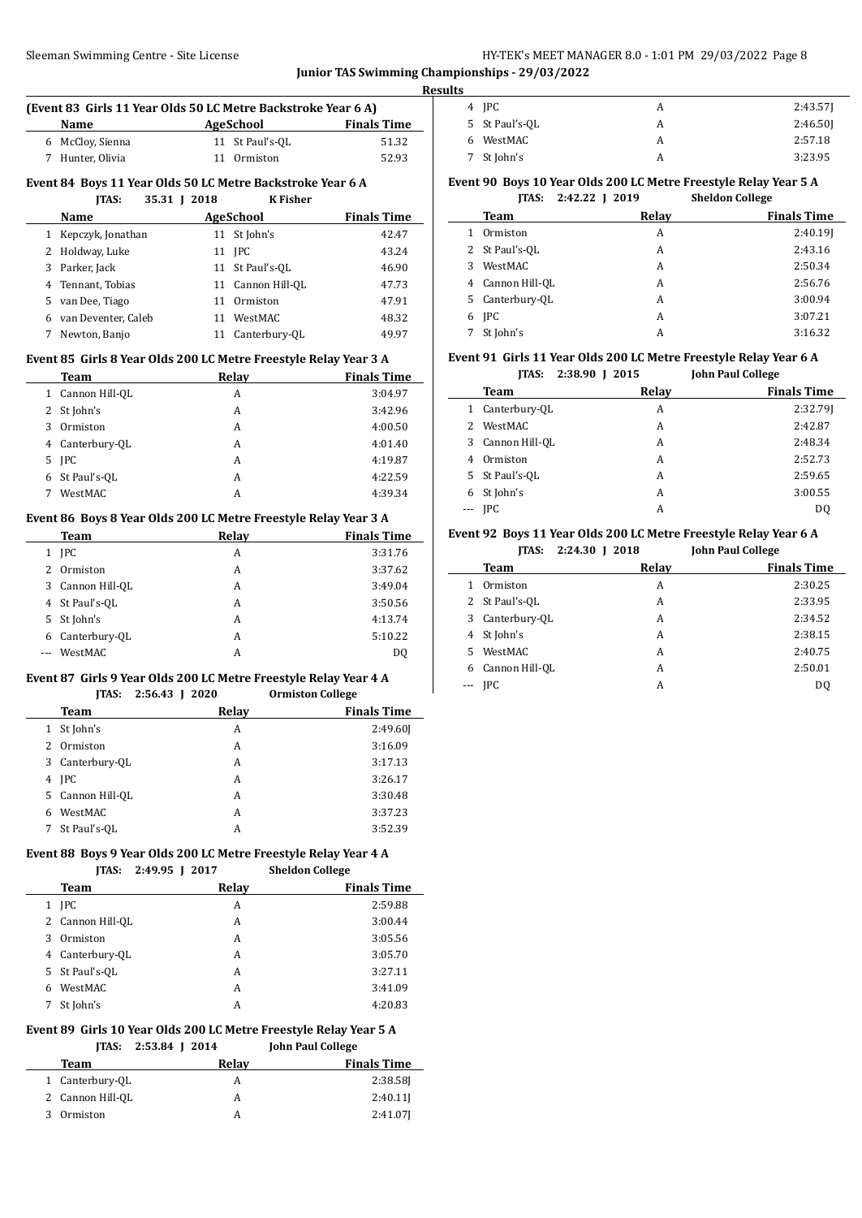**Junior TAS Swimming Championships - 29/03/2022**

**Results**

### (Event 83 Girls 11 Year Olds 50 LC Metre Backstroke Year 6 A)

| | Name | Age | School | Finals Time |
|---|---|---|---|---|
| 6 | McCloy, Sienna | 11 | St Paul's-QL | 51.32 |
| 7 | Hunter, Olivia | 11 | Ormiston | 52.93 |

### Event 84 Boys 11 Year Olds 50 LC Metre Backstroke Year 6 A

JTAS: 35.31 J 2018 K Fisher

| | Name | Age | School | Finals Time |
|---|---|---|---|---|
| 1 | Kepczyk, Jonathan | 11 | St John's | 42.47 |
| 2 | Holdway, Luke | 11 | JPC | 43.24 |
| 3 | Parker, Jack | 11 | St Paul's-QL | 46.90 |
| 4 | Tennant, Tobias | 11 | Cannon Hill-QL | 47.73 |
| 5 | van Dee, Tiago | 11 | Ormiston | 47.91 |
| 6 | van Deventer, Caleb | 11 | WestMAC | 48.32 |
| 7 | Newton, Banjo | 11 | Canterbury-QL | 49.97 |

### Event 85 Girls 8 Year Olds 200 LC Metre Freestyle Relay Year 3 A

| | Team | Relay | Finals Time |
|---|---|---|---|
| 1 | Cannon Hill-QL | A | 3:04.97 |
| 2 | St John's | A | 3:42.96 |
| 3 | Ormiston | A | 4:00.50 |
| 4 | Canterbury-QL | A | 4:01.40 |
| 5 | JPC | A | 4:19.87 |
| 6 | St Paul's-QL | A | 4:22.59 |
| 7 | WestMAC | A | 4:39.34 |

### Event 86 Boys 8 Year Olds 200 LC Metre Freestyle Relay Year 3 A

| | Team | Relay | Finals Time |
|---|---|---|---|
| 1 | JPC | A | 3:31.76 |
| 2 | Ormiston | A | 3:37.62 |
| 3 | Cannon Hill-QL | A | 3:49.04 |
| 4 | St Paul's-QL | A | 3:50.56 |
| 5 | St John's | A | 4:13.74 |
| 6 | Canterbury-QL | A | 5:10.22 |
| --- | WestMAC | A | DQ |

### Event 87 Girls 9 Year Olds 200 LC Metre Freestyle Relay Year 4 A

JTAS: 2:56.43 J 2020 Ormiston College

| | Team | Relay | Finals Time |
|---|---|---|---|
| 1 | St John's | A | 2:49.60J |
| 2 | Ormiston | A | 3:16.09 |
| 3 | Canterbury-QL | A | 3:17.13 |
| 4 | JPC | A | 3:26.17 |
| 5 | Cannon Hill-QL | A | 3:30.48 |
| 6 | WestMAC | A | 3:37.23 |
| 7 | St Paul's-QL | A | 3:52.39 |

### Event 88 Boys 9 Year Olds 200 LC Metre Freestyle Relay Year 4 A

JTAS: 2:49.95 J 2017 Sheldon College

| | Team | Relay | Finals Time |
|---|---|---|---|
| 1 | JPC | A | 2:59.88 |
| 2 | Cannon Hill-QL | A | 3:00.44 |
| 3 | Ormiston | A | 3:05.56 |
| 4 | Canterbury-QL | A | 3:05.70 |
| 5 | St Paul's-QL | A | 3:27.11 |
| 6 | WestMAC | A | 3:41.09 |
| 7 | St John's | A | 4:20.83 |

### Event 89 Girls 10 Year Olds 200 LC Metre Freestyle Relay Year 5 A

JTAS: 2:53.84 J 2014 John Paul College

| | Team | Relay | Finals Time |
|---|---|---|---|
| 1 | Canterbury-QL | A | 2:38.58J |
| 2 | Cannon Hill-QL | A | 2:40.11J |
| 3 | Ormiston | A | 2:41.07J |
| 4 | JPC | A | 2:43.57J |
| 5 | St Paul's-QL | A | 2:46.50J |
| 6 | WestMAC | A | 2:57.18 |
| 7 | St John's | A | 3:23.95 |

### Event 90 Boys 10 Year Olds 200 LC Metre Freestyle Relay Year 5 A

JTAS: 2:42.22 J 2019 Sheldon College

| | Team | Relay | Finals Time |
|---|---|---|---|
| 1 | Ormiston | A | 2:40.19J |
| 2 | St Paul's-QL | A | 2:43.16 |
| 3 | WestMAC | A | 2:50.34 |
| 4 | Cannon Hill-QL | A | 2:56.76 |
| 5 | Canterbury-QL | A | 3:00.94 |
| 6 | JPC | A | 3:07.21 |
| 7 | St John's | A | 3:16.32 |

### Event 91 Girls 11 Year Olds 200 LC Metre Freestyle Relay Year 6 A

JTAS: 2:38.90 J 2015 John Paul College

| | Team | Relay | Finals Time |
|---|---|---|---|
| 1 | Canterbury-QL | A | 2:32.79J |
| 2 | WestMAC | A | 2:42.87 |
| 3 | Cannon Hill-QL | A | 2:48.34 |
| 4 | Ormiston | A | 2:52.73 |
| 5 | St Paul's-QL | A | 2:59.65 |
| 6 | St John's | A | 3:00.55 |
| --- | JPC | A | DQ |

### Event 92 Boys 11 Year Olds 200 LC Metre Freestyle Relay Year 6 A

JTAS: 2:24.30 J 2018 John Paul College

| | Team | Relay | Finals Time |
|---|---|---|---|
| 1 | Ormiston | A | 2:30.25 |
| 2 | St Paul's-QL | A | 2:33.95 |
| 3 | Canterbury-QL | A | 2:34.52 |
| 4 | St John's | A | 2:38.15 |
| 5 | WestMAC | A | 2:40.75 |
| 6 | Cannon Hill-QL | A | 2:50.01 |
| --- | JPC | A | DQ |